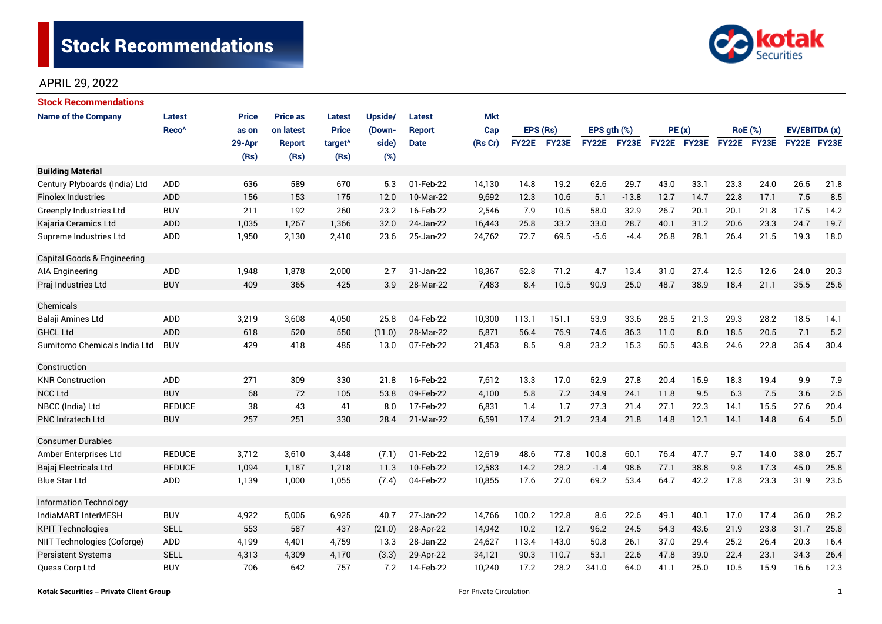# Stock Recommendations

APRIL 29, 2022

## Stock Recommendations

| Name of the Company | Latest Reco^ | Price as on 29-Apr (Rs) | Price as on latest Report (Rs) | Latest Price target^ (Rs) | Upside/ (Down-side) (%) | Latest Report Date | Mkt Cap (Rs Cr) | EPS (Rs) | | EPS gth (%) | | PE (x) | | RoE (%) | | EV/EBITDA (x) | |
|---|---|---|---|---|---|---|---|---|---|---|---|---|---|---|---|---|---|
| | | | | | | | | FY22E | FY23E | FY22E | FY23E | FY22E | FY23E | FY22E | FY23E | FY22E | FY23E |
| **Building Material** | | | | | | | | | | | | | | | | | |
| Century Plyboards (India) Ltd | ADD | 636 | 589 | 670 | 5.3 | 01-Feb-22 | 14,130 | 14.8 | 19.2 | 62.6 | 29.7 | 43.0 | 33.1 | 23.3 | 24.0 | 26.5 | 21.8 |
| Finolex Industries | ADD | 156 | 153 | 175 | 12.0 | 10-Mar-22 | 9,692 | 12.3 | 10.6 | 5.1 | -13.8 | 12.7 | 14.7 | 22.8 | 17.1 | 7.5 | 8.5 |
| Greenply Industries Ltd | BUY | 211 | 192 | 260 | 23.2 | 16-Feb-22 | 2,546 | 7.9 | 10.5 | 58.0 | 32.9 | 26.7 | 20.1 | 20.1 | 21.8 | 17.5 | 14.2 |
| Kajaria Ceramics Ltd | ADD | 1,035 | 1,267 | 1,366 | 32.0 | 24-Jan-22 | 16,443 | 25.8 | 33.2 | 33.0 | 28.7 | 40.1 | 31.2 | 20.6 | 23.3 | 24.7 | 19.7 |
| Supreme Industries Ltd | ADD | 1,950 | 2,130 | 2,410 | 23.6 | 25-Jan-22 | 24,762 | 72.7 | 69.5 | -5.6 | -4.4 | 26.8 | 28.1 | 26.4 | 21.5 | 19.3 | 18.0 |
| Capital Goods & Engineering | | | | | | | | | | | | | | | | | |
| AIA Engineering | ADD | 1,948 | 1,878 | 2,000 | 2.7 | 31-Jan-22 | 18,367 | 62.8 | 71.2 | 4.7 | 13.4 | 31.0 | 27.4 | 12.5 | 12.6 | 24.0 | 20.3 |
| Praj Industries Ltd | BUY | 409 | 365 | 425 | 3.9 | 28-Mar-22 | 7,483 | 8.4 | 10.5 | 90.9 | 25.0 | 48.7 | 38.9 | 18.4 | 21.1 | 35.5 | 25.6 |
| Chemicals | | | | | | | | | | | | | | | | | |
| Balaji Amines Ltd | ADD | 3,219 | 3,608 | 4,050 | 25.8 | 04-Feb-22 | 10,300 | 113.1 | 151.1 | 53.9 | 33.6 | 28.5 | 21.3 | 29.3 | 28.2 | 18.5 | 14.1 |
| GHCL Ltd | ADD | 618 | 520 | 550 | (11.0) | 28-Mar-22 | 5,871 | 56.4 | 76.9 | 74.6 | 36.3 | 11.0 | 8.0 | 18.5 | 20.5 | 7.1 | 5.2 |
| Sumitomo Chemicals India Ltd | BUY | 429 | 418 | 485 | 13.0 | 07-Feb-22 | 21,453 | 8.5 | 9.8 | 23.2 | 15.3 | 50.5 | 43.8 | 24.6 | 22.8 | 35.4 | 30.4 |
| Construction | | | | | | | | | | | | | | | | | |
| KNR Construction | ADD | 271 | 309 | 330 | 21.8 | 16-Feb-22 | 7,612 | 13.3 | 17.0 | 52.9 | 27.8 | 20.4 | 15.9 | 18.3 | 19.4 | 9.9 | 7.9 |
| NCC Ltd | BUY | 68 | 72 | 105 | 53.8 | 09-Feb-22 | 4,100 | 5.8 | 7.2 | 34.9 | 24.1 | 11.8 | 9.5 | 6.3 | 7.5 | 3.6 | 2.6 |
| NBCC (India) Ltd | REDUCE | 38 | 43 | 41 | 8.0 | 17-Feb-22 | 6,831 | 1.4 | 1.7 | 27.3 | 21.4 | 27.1 | 22.3 | 14.1 | 15.5 | 27.6 | 20.4 |
| PNC Infratech Ltd | BUY | 257 | 251 | 330 | 28.4 | 21-Mar-22 | 6,591 | 17.4 | 21.2 | 23.4 | 21.8 | 14.8 | 12.1 | 14.1 | 14.8 | 6.4 | 5.0 |
| Consumer Durables | | | | | | | | | | | | | | | | | |
| Amber Enterprises Ltd | REDUCE | 3,712 | 3,610 | 3,448 | (7.1) | 01-Feb-22 | 12,619 | 48.6 | 77.8 | 100.8 | 60.1 | 76.4 | 47.7 | 9.7 | 14.0 | 38.0 | 25.7 |
| Bajaj Electricals Ltd | REDUCE | 1,094 | 1,187 | 1,218 | 11.3 | 10-Feb-22 | 12,583 | 14.2 | 28.2 | -1.4 | 98.6 | 77.1 | 38.8 | 9.8 | 17.3 | 45.0 | 25.8 |
| Blue Star Ltd | ADD | 1,139 | 1,000 | 1,055 | (7.4) | 04-Feb-22 | 10,855 | 17.6 | 27.0 | 69.2 | 53.4 | 64.7 | 42.2 | 17.8 | 23.3 | 31.9 | 23.6 |
| Information Technology | | | | | | | | | | | | | | | | | |
| IndiaMART InterMESH | BUY | 4,922 | 5,005 | 6,925 | 40.7 | 27-Jan-22 | 14,766 | 100.2 | 122.8 | 8.6 | 22.6 | 49.1 | 40.1 | 17.0 | 17.4 | 36.0 | 28.2 |
| KPIT Technologies | SELL | 553 | 587 | 437 | (21.0) | 28-Apr-22 | 14,942 | 10.2 | 12.7 | 96.2 | 24.5 | 54.3 | 43.6 | 21.9 | 23.8 | 31.7 | 25.8 |
| NIIT Technologies (Coforge) | ADD | 4,199 | 4,401 | 4,759 | 13.3 | 28-Jan-22 | 24,627 | 113.4 | 143.0 | 50.8 | 26.1 | 37.0 | 29.4 | 25.2 | 26.4 | 20.3 | 16.4 |
| Persistent Systems | SELL | 4,313 | 4,309 | 4,170 | (3.3) | 29-Apr-22 | 34,121 | 90.3 | 110.7 | 53.1 | 22.6 | 47.8 | 39.0 | 22.4 | 23.1 | 34.3 | 26.4 |
| Quess Corp Ltd | BUY | 706 | 642 | 757 | 7.2 | 14-Feb-22 | 10,240 | 17.2 | 28.2 | 341.0 | 64.0 | 41.1 | 25.0 | 10.5 | 15.9 | 16.6 | 12.3 |

Kotak Securities – Private Client Group

For Private Circulation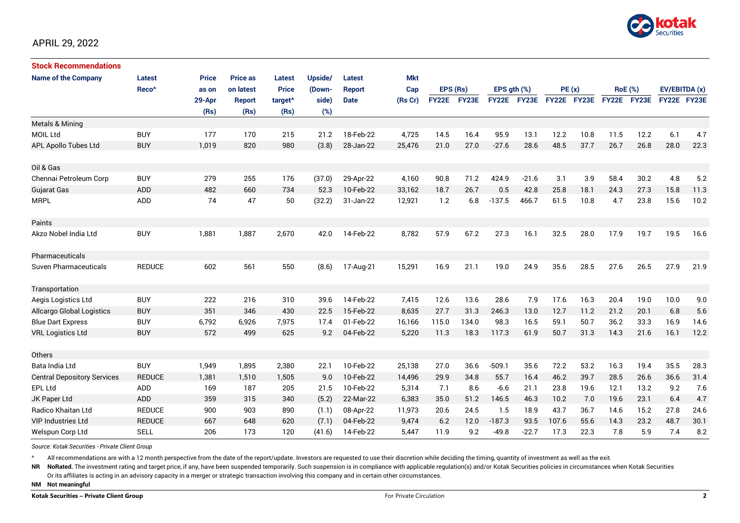APRIL 29, 2022

## Stock Recommendations

| Name of the Company | Latest Reco^ | Price as on 29-Apr (Rs) | Price as on latest Report (Rs) | Latest Price target^ (Rs) | Upside/ (Down-side) (%) | Latest Report Date | Mkt Cap (Rs Cr) | EPS (Rs) FY22E | EPS (Rs) FY23E | EPS gth (%) FY22E | EPS gth (%) FY23E | PE (x) FY22E | PE (x) FY23E | RoE (%) FY22E | RoE (%) FY23E | EV/EBITDA (x) FY22E | EV/EBITDA (x) FY23E |
|---|---|---|---|---|---|---|---|---|---|---|---|---|---|---|---|---|---|
| Metals & Mining | | | | | | | | | | | | | | | | | |
| MOIL Ltd | BUY | 177 | 170 | 215 | 21.2 | 18-Feb-22 | 4,725 | 14.5 | 16.4 | 95.9 | 13.1 | 12.2 | 10.8 | 11.5 | 12.2 | 6.1 | 4.7 |
| APL Apollo Tubes Ltd | BUY | 1,019 | 820 | 980 | (3.8) | 28-Jan-22 | 25,476 | 21.0 | 27.0 | -27.6 | 28.6 | 48.5 | 37.7 | 26.7 | 26.8 | 28.0 | 22.3 |
| Oil & Gas | | | | | | | | | | | | | | | | | |
| Chennai Petroleum Corp | BUY | 279 | 255 | 176 | (37.0) | 29-Apr-22 | 4,160 | 90.8 | 71.2 | 424.9 | -21.6 | 3.1 | 3.9 | 58.4 | 30.2 | 4.8 | 5.2 |
| Gujarat Gas | ADD | 482 | 660 | 734 | 52.3 | 10-Feb-22 | 33,162 | 18.7 | 26.7 | 0.5 | 42.8 | 25.8 | 18.1 | 24.3 | 27.3 | 15.8 | 11.3 |
| MRPL | ADD | 74 | 47 | 50 | (32.2) | 31-Jan-22 | 12,921 | 1.2 | 6.8 | -137.5 | 466.7 | 61.5 | 10.8 | 4.7 | 23.8 | 15.6 | 10.2 |
| Paints | | | | | | | | | | | | | | | | | |
| Akzo Nobel India Ltd | BUY | 1,881 | 1,887 | 2,670 | 42.0 | 14-Feb-22 | 8,782 | 57.9 | 67.2 | 27.3 | 16.1 | 32.5 | 28.0 | 17.9 | 19.7 | 19.5 | 16.6 |
| Pharmaceuticals | | | | | | | | | | | | | | | | | |
| Suven Pharmaceuticals | REDUCE | 602 | 561 | 550 | (8.6) | 17-Aug-21 | 15,291 | 16.9 | 21.1 | 19.0 | 24.9 | 35.6 | 28.5 | 27.6 | 26.5 | 27.9 | 21.9 |
| Transportation | | | | | | | | | | | | | | | | | |
| Aegis Logistics Ltd | BUY | 222 | 216 | 310 | 39.6 | 14-Feb-22 | 7,415 | 12.6 | 13.6 | 28.6 | 7.9 | 17.6 | 16.3 | 20.4 | 19.0 | 10.0 | 9.0 |
| Allcargo Global Logistics | BUY | 351 | 346 | 430 | 22.5 | 15-Feb-22 | 8,635 | 27.7 | 31.3 | 246.3 | 13.0 | 12.7 | 11.2 | 21.2 | 20.1 | 6.8 | 5.6 |
| Blue Dart Express | BUY | 6,792 | 6,926 | 7,975 | 17.4 | 01-Feb-22 | 16,166 | 115.0 | 134.0 | 98.3 | 16.5 | 59.1 | 50.7 | 36.2 | 33.3 | 16.9 | 14.6 |
| VRL Logistics Ltd | BUY | 572 | 499 | 625 | 9.2 | 04-Feb-22 | 5,220 | 11.3 | 18.3 | 117.3 | 61.9 | 50.7 | 31.3 | 14.3 | 21.6 | 16.1 | 12.2 |
| Others | | | | | | | | | | | | | | | | | |
| Bata India Ltd | BUY | 1,949 | 1,895 | 2,380 | 22.1 | 10-Feb-22 | 25,138 | 27.0 | 36.6 | -509.1 | 35.6 | 72.2 | 53.2 | 16.3 | 19.4 | 35.5 | 28.3 |
| Central Depository Services | REDUCE | 1,381 | 1,510 | 1,505 | 9.0 | 10-Feb-22 | 14,496 | 29.9 | 34.8 | 55.7 | 16.4 | 46.2 | 39.7 | 28.5 | 26.6 | 36.6 | 31.4 |
| EPL Ltd | ADD | 169 | 187 | 205 | 21.5 | 10-Feb-22 | 5,314 | 7.1 | 8.6 | -6.6 | 21.1 | 23.8 | 19.6 | 12.1 | 13.2 | 9.2 | 7.6 |
| JK Paper Ltd | ADD | 359 | 315 | 340 | (5.2) | 22-Mar-22 | 6,383 | 35.0 | 51.2 | 146.5 | 46.3 | 10.2 | 7.0 | 19.6 | 23.1 | 6.4 | 4.7 |
| Radico Khaitan Ltd | REDUCE | 900 | 903 | 890 | (1.1) | 08-Apr-22 | 11,973 | 20.6 | 24.5 | 1.5 | 18.9 | 43.7 | 36.7 | 14.6 | 15.2 | 27.8 | 24.6 |
| VIP Industries Ltd | REDUCE | 667 | 648 | 620 | (7.1) | 04-Feb-22 | 9,474 | 6.2 | 12.0 | -187.3 | 93.5 | 107.6 | 55.6 | 14.3 | 23.2 | 48.7 | 30.1 |
| Welspun Corp Ltd | SELL | 206 | 173 | 120 | (41.6) | 14-Feb-22 | 5,447 | 11.9 | 9.2 | -49.8 | -22.7 | 17.3 | 22.3 | 7.8 | 5.9 | 7.4 | 8.2 |

*Source: Kotak Securities - Private Client Group*

^ All recommendations are with a 12 month perspective from the date of the report/update. Investors are requested to use their discretion while deciding the timing, quantity of investment as well as the exit.

**NR** **NoRated.** The investment rating and target price, if any, have been suspended temporarily. Such suspension is in compliance with applicable regulation(s) and/or Kotak Securities policies in circumstances when Kotak Securities Or its affiliates is acting in an advisory capacity in a merger or strategic transaction involving this company and in certain other circumstances.

**NM** **Not meaningful**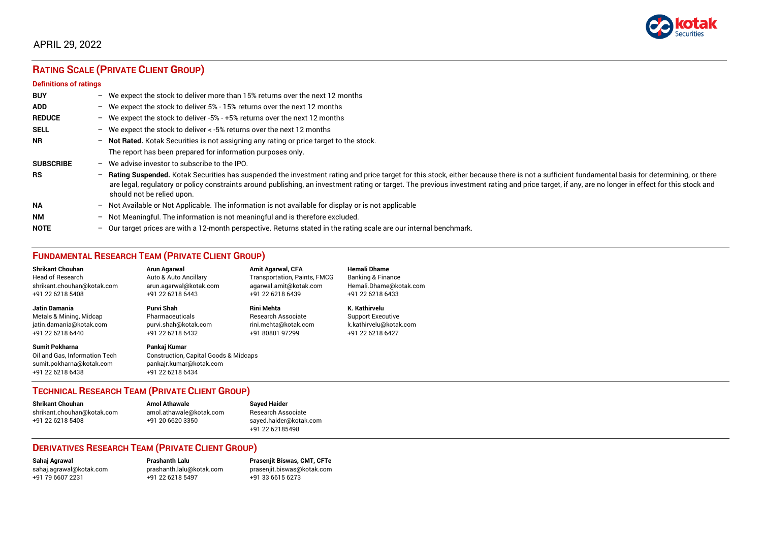APRIL 29, 2022

## RATING SCALE (PRIVATE CLIENT GROUP)

### Definitions of ratings

| | | |
|---|---|---|
| **BUY** | – | We expect the stock to deliver more than 15% returns over the next 12 months |
| **ADD** | – | We expect the stock to deliver 5% - 15% returns over the next 12 months |
| **REDUCE** | – | We expect the stock to deliver -5% - +5% returns over the next 12 months |
| **SELL** | – | We expect the stock to deliver < -5% returns over the next 12 months |
| **NR** | – | **Not Rated.** Kotak Securities is not assigning any rating or price target to the stock. The report has been prepared for information purposes only. |
| **SUBSCRIBE** | – | We advise investor to subscribe to the IPO. |
| **RS** | – | **Rating Suspended.** Kotak Securities has suspended the investment rating and price target for this stock, either because there is not a sufficient fundamental basis for determining, or there are legal, regulatory or policy constraints around publishing, an investment rating or target. The previous investment rating and price target, if any, are no longer in effect for this stock and should not be relied upon. |
| **NA** | – | Not Available or Not Applicable. The information is not available for display or is not applicable |
| **NM** | – | Not Meaningful. The information is not meaningful and is therefore excluded. |
| **NOTE** | – | Our target prices are with a 12-month perspective. Returns stated in the rating scale are our internal benchmark. |

## FUNDAMENTAL RESEARCH TEAM (PRIVATE CLIENT GROUP)

**Shrikant Chouhan**
Head of Research
shrikant.chouhan@kotak.com
+91 22 6218 5408

**Arun Agarwal**
Auto & Auto Ancillary
arun.agarwal@kotak.com
+91 22 6218 6443

**Amit Agarwal, CFA**
Transportation, Paints, FMCG
agarwal.amit@kotak.com
+91 22 6218 6439

**Hemali Dhame**
Banking & Finance
Hemali.Dhame@kotak.com
+91 22 6218 6433

**Jatin Damania**
Metals & Mining, Midcap
jatin.damania@kotak.com
+91 22 6218 6440

**Purvi Shah**
Pharmaceuticals
purvi.shah@kotak.com
+91 22 6218 6432

**Rini Mehta**
Research Associate
rini.mehta@kotak.com
+91 80801 97299

**K. Kathirvelu**
Support Executive
k.kathirvelu@kotak.com
+91 22 6218 6427

**Sumit Pokharna**
Oil and Gas, Information Tech
sumit.pokharna@kotak.com
+91 22 6218 6438

**Pankaj Kumar**
Construction, Capital Goods & Midcaps
pankajr.kumar@kotak.com
+91 22 6218 6434

## TECHNICAL RESEARCH TEAM (PRIVATE CLIENT GROUP)

**Shrikant Chouhan**
shrikant.chouhan@kotak.com
+91 22 6218 5408

**Amol Athawale**
amol.athawale@kotak.com
+91 20 6620 3350

**Sayed Haider**
Research Associate
sayed.haider@kotak.com
+91 22 62185498

## DERIVATIVES RESEARCH TEAM (PRIVATE CLIENT GROUP)

**Sahaj Agrawal**
sahaj.agrawal@kotak.com
+91 79 6607 2231

**Prashanth Lalu**
prashanth.lalu@kotak.com
+91 22 6218 5497

**Prasenjit Biswas, CMT, CFTe**
prasenjit.biswas@kotak.com
+91 33 6615 6273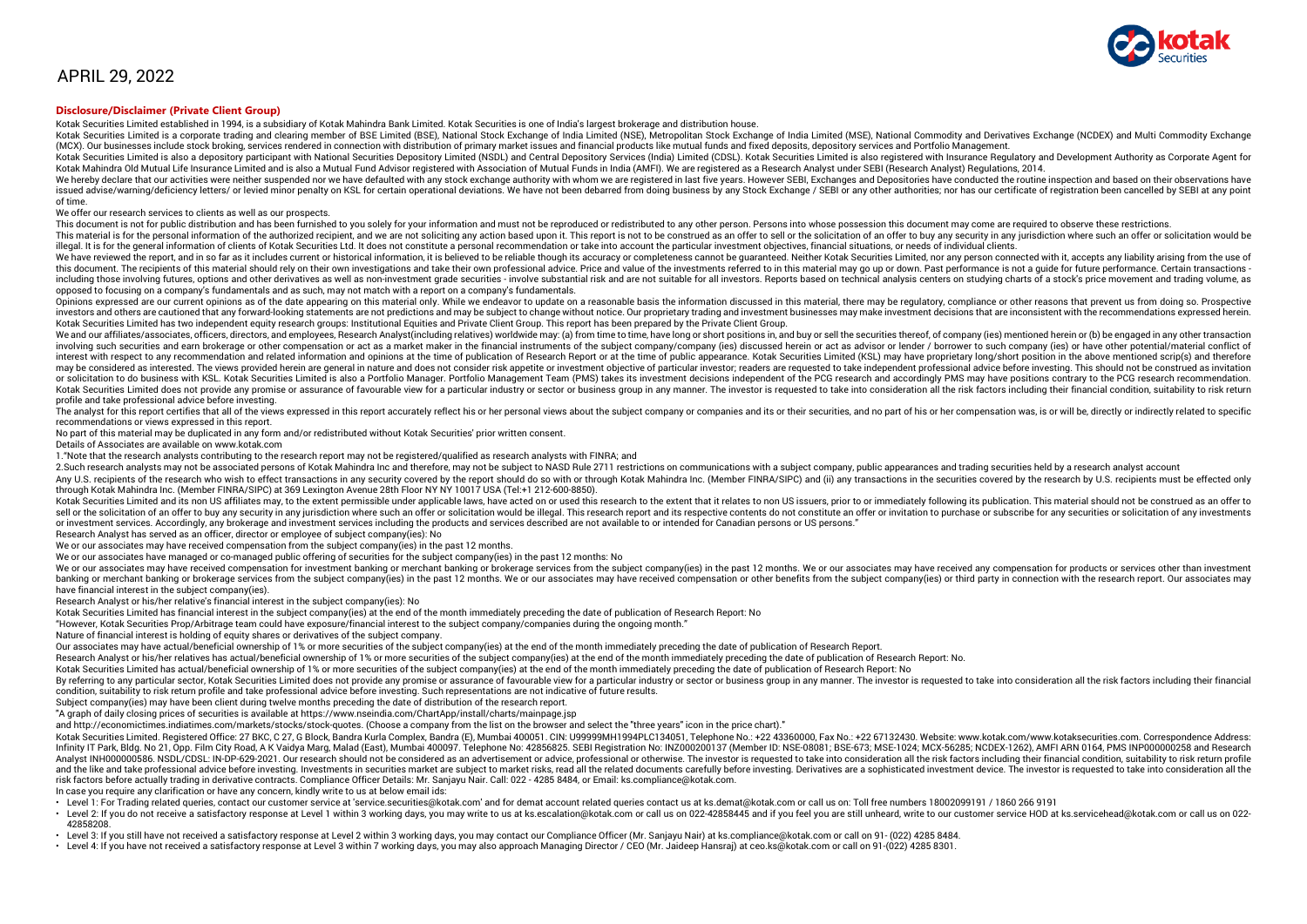APRIL 29, 2022

### Disclosure/Disclaimer (Private Client Group)

Kotak Securities Limited established in 1994, is a subsidiary of Kotak Mahindra Bank Limited. Kotak Securities is one of India's largest brokerage and distribution house.

Kotak Securities Limited is a corporate trading and clearing member of BSE Limited (BSE), National Stock Exchange of India Limited (NSE), Metropolitan Stock Exchange of India Limited (MSE), National Commodity and Derivatives Exchange (NCDEX) and Multi Commodity Exchange (MCX). Our businesses include stock broking, services rendered in connection with distribution of primary market issues and financial products like mutual funds and fixed deposits, depository services and Portfolio Management.

Kotak Securities Limited is also a depository participant with National Securities Depository Limited (NSDL) and Central Depository Services (India) Limited (CDSL). Kotak Securities Limited is also registered with Insurance Regulatory and Development Authority as Corporate Agent for Kotak Mahindra Old Mutual Life Insurance Limited and is also a Mutual Fund Advisor registered with Association of Mutual Funds in India (AMFI). We are registered as a Research Analyst under SEBI (Research Analyst) Regulations, 2014.

We hereby declare that our activities were neither suspended nor we have defaulted with any stock exchange authority with whom we are registered in last five years. However SEBI, Exchanges and Depositories have conducted the routine inspection and based on their observations have issued advise/warning/deficiency letters/ or levied minor penalty on KSL for certain operational deviations. We have not been debarred from doing business by any Stock Exchange / SEBI or any other authorities; nor has our certificate of registration been cancelled by SEBI at any point of time.

We offer our research services to clients as well as our prospects.

This document is not for public distribution and has been furnished to you solely for your information and must not be reproduced or redistributed to any other person. Persons into whose possession this document may come are required to observe these restrictions.

This material is for the personal information of the authorized recipient, and we are not soliciting any action based upon it. This report is not to be construed as an offer to sell or the solicitation of an offer to buy any security in any jurisdiction where such an offer or solicitation would be illegal. It is for the general information of clients of Kotak Securities Ltd. It does not constitute a personal recommendation or take into account the particular investment objectives, financial situations, or needs of individual clients.

We have reviewed the report, and in so far as it includes current or historical information, it is believed to be reliable though its accuracy or completeness cannot be guaranteed. Neither Kotak Securities Limited, nor any person connected with it, accepts any liability arising from the use of this document. The recipients of this material should rely on their own investigations and take their own professional advice. Price and value of the investments referred to in this material may go up or down. Past performance is not a guide for future performance. Certain transactions - including those involving futures, options and other derivatives as well as non-investment grade securities - involve substantial risk and are not suitable for all investors. Reports based on technical analysis centers on studying charts of a stock's price movement and trading volume, as opposed to focusing on a company's fundamentals and as such, may not match with a report on a company's fundamentals.

Opinions expressed are our current opinions as of the date appearing on this material only. While we endeavor to update on a reasonable basis the information discussed in this material, there may be regulatory, compliance or other reasons that prevent us from doing so. Prospective investors and others are cautioned that any forward-looking statements are not predictions and may be subject to change without notice. Our proprietary trading and investment businesses may make investment decisions that are inconsistent with the recommendations expressed herein. Kotak Securities Limited has two independent equity research groups: Institutional Equities and Private Client Group. This report has been prepared by the Private Client Group.

We and our affiliates/associates, officers, directors, and employees, Research Analyst(including relatives) worldwide may: (a) from time to time, have long or short positions in, and buy or sell the securities thereof, of company (ies) mentioned herein or (b) be engaged in any other transaction involving such securities and earn brokerage or other compensation or act as a market maker in the financial instruments of the subject company/company (ies) discussed herein or act as advisor or lender / borrower to such company (ies) or have other potential/material conflict of interest with respect to any recommendation and related information and opinions at the time of publication of Research Report or at the time of public appearance. Kotak Securities Limited (KSL) may have proprietary long/short position in the above mentioned scrip(s) and therefore may be considered as interested. The views provided herein are general in nature and does not consider risk appetite or investment objective of particular investor; readers are requested to take independent professional advice before investing. This should not be construed as invitation or solicitation to do business with KSL. Kotak Securities Limited is also a Portfolio Manager. Portfolio Management Team (PMS) takes its investment decisions independent of the PCG research and accordingly PMS may have positions contrary to the PCG research recommendation. Kotak Securities Limited does not provide any promise or assurance of favourable view for a particular industry or sector or business group in any manner. The investor is requested to take into consideration all the risk factors including their financial condition, suitability to risk return profile and take professional advice before investing.

The analyst for this report certifies that all of the views expressed in this report accurately reflect his or her personal views about the subject company or companies and its or their securities, and no part of his or her compensation was, is or will be, directly or indirectly related to specific recommendations or views expressed in this report.

No part of this material may be duplicated in any form and/or redistributed without Kotak Securities' prior written consent.

Details of Associates are available on www.kotak.com

1."Note that the research analysts contributing to the research report may not be registered/qualified as research analysts with FINRA; and

2.Such research analysts may not be associated persons of Kotak Mahindra Inc and therefore, may not be subject to NASD Rule 2711 restrictions on communications with a subject company, public appearances and trading securities held by a research analyst account

Any U.S. recipients of the research who wish to effect transactions in any security covered by the report should do so with or through Kotak Mahindra Inc. (Member FINRA/SIPC) and (ii) any transactions in the securities covered by the research by U.S. recipients must be effected only through Kotak Mahindra Inc. (Member FINRA/SIPC) at 369 Lexington Avenue 28th Floor NY NY 10017 USA (Tel:+1 212-600-8850).

Kotak Securities Limited and its non US affiliates may, to the extent permissible under applicable laws, have acted on or used this research to the extent that it relates to non US issuers, prior to or immediately following its publication. This material should not be construed as an offer to sell or the solicitation of an offer to buy any security in any jurisdiction where such an offer or solicitation would be illegal. This research report and its respective contents do not constitute an offer or invitation to purchase or subscribe for any securities or solicitation of any investments or investment services. Accordingly, any brokerage and investment services including the products and services described are not available to or intended for Canadian persons or US persons."

Research Analyst has served as an officer, director or employee of subject company(ies): No

We or our associates may have received compensation from the subject company(ies) in the past 12 months.

We or our associates have managed or co-managed public offering of securities for the subject company(ies) in the past 12 months: No

We or our associates may have received compensation for investment banking or merchant banking or brokerage services from the subject company(ies) in the past 12 months. We or our associates may have received any compensation for products or services other than investment banking or merchant banking or brokerage services from the subject company(ies) in the past 12 months. We or our associates may have received compensation or other benefits from the subject company(ies) or third party in connection with the research report. Our associates may have financial interest in the subject company(ies).

Research Analyst or his/her relative's financial interest in the subject company(ies): No

Kotak Securities Limited has financial interest in the subject company(ies) at the end of the month immediately preceding the date of publication of Research Report: No

"However, Kotak Securities Prop/Arbitrage team could have exposure/financial interest to the subject company/companies during the ongoing month."

Nature of financial interest is holding of equity shares or derivatives of the subject company.

Our associates may have actual/beneficial ownership of 1% or more securities of the subject company(ies) at the end of the month immediately preceding the date of publication of Research Report.

Research Analyst or his/her relatives has actual/beneficial ownership of 1% or more securities of the subject company(ies) at the end of the month immediately preceding the date of publication of Research Report: No.

Kotak Securities Limited has actual/beneficial ownership of 1% or more securities of the subject company(ies) at the end of the month immediately preceding the date of publication of Research Report: No

By referring to any particular sector, Kotak Securities Limited does not provide any promise or assurance of favourable view for a particular industry or sector or business group in any manner. The investor is requested to take into consideration all the risk factors including their financial condition, suitability to risk return profile and take professional advice before investing. Such representations are not indicative of future results.

Subject company(ies) may have been client during twelve months preceding the date of distribution of the research report.

"A graph of daily closing prices of securities is available at https://www.nseindia.com/ChartApp/install/charts/mainpage.jsp

and http://economictimes.indiatimes.com/markets/stocks/stock-quotes. (Choose a company from the list on the browser and select the "three years" icon in the price chart)."

Kotak Securities Limited. Registered Office: 27 BKC, C 27, G Block, Bandra Kurla Complex, Bandra (E), Mumbai 400051. CIN: U99999MH1994PLC134051, Telephone No.: +22 43360000, Fax No.: +22 67132430. Website: www.kotak.com/www.kotaksecurities.com. Correspondence Address: Infinity IT Park, Bldg. No 21, Opp. Film City Road, A K Vaidya Marg, Malad (East), Mumbai 400097. Telephone No: 42856825. SEBI Registration No: INZ000200137 (Member ID: NSE-08081; BSE-673; MSE-1024; MCX-56285; NCDEX-1262), AMFI ARN 0164, PMS INP000000258 and Research Analyst INH000000586. NSDL/CDSL: IN-DP-629-2021. Our research should not be considered as an advertisement or advice, professional or otherwise. The investor is requested to take into consideration all the risk factors including their financial condition, suitability to risk return profile and the like and take professional advice before investing. Investments in securities market are subject to market risks, read all the related documents carefully before investing. Derivatives are a sophisticated investment device. The investor is requested to take into consideration all the risk factors before actually trading in derivative contracts. Compliance Officer Details: Mr. Sanjayu Nair. Call: 022 - 4285 8484, or Email: ks.compliance@kotak.com.

In case you require any clarification or have any concern, kindly write to us at below email ids:

- Level 1: For Trading related queries, contact our customer service at 'service.securities@kotak.com' and for demat account related queries contact us at ks.demat@kotak.com or call us on: Toll free numbers 18002099191 / 1860 266 9191
- Level 2: If you do not receive a satisfactory response at Level 1 within 3 working days, you may write to us at ks.escalation@kotak.com or call us on 022-42858445 and if you feel you are still unheard, write to our customer service HOD at ks.servicehead@kotak.com or call us on 022-42858208.
- Level 3: If you still have not received a satisfactory response at Level 2 within 3 working days, you may contact our Compliance Officer (Mr. Sanjayu Nair) at ks.compliance@kotak.com or call on 91- (022) 4285 8484.
- Level 4: If you have not received a satisfactory response at Level 3 within 7 working days, you may also approach Managing Director / CEO (Mr. Jaideep Hansraj) at ceo.ks@kotak.com or call on 91-(022) 4285 8301.